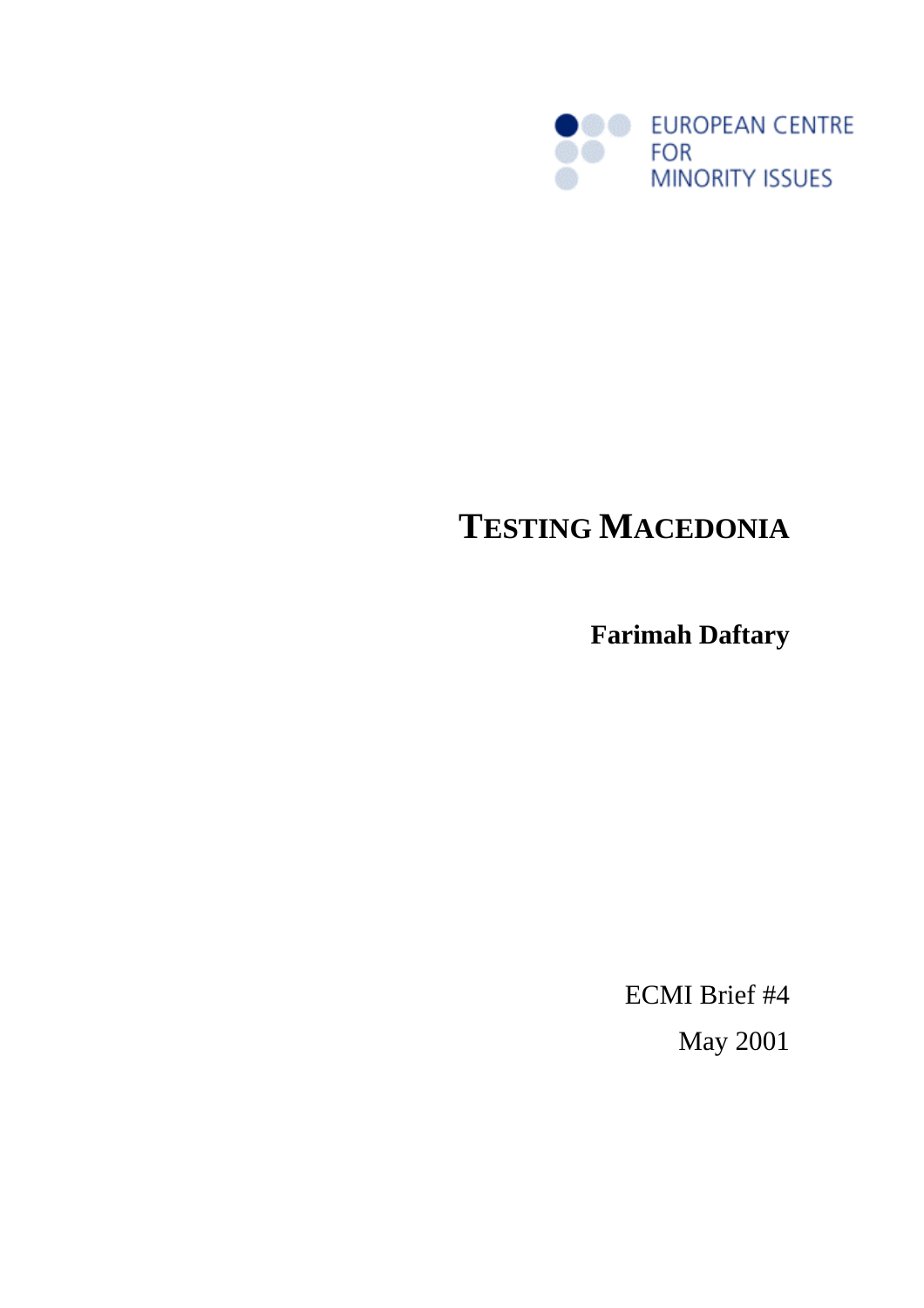EUROPEAN CENTRE FOR MINORITY ISSUES

# TESTING MACEDONIA

**Farimah Daftary**

ECMI Brief #4

May 2001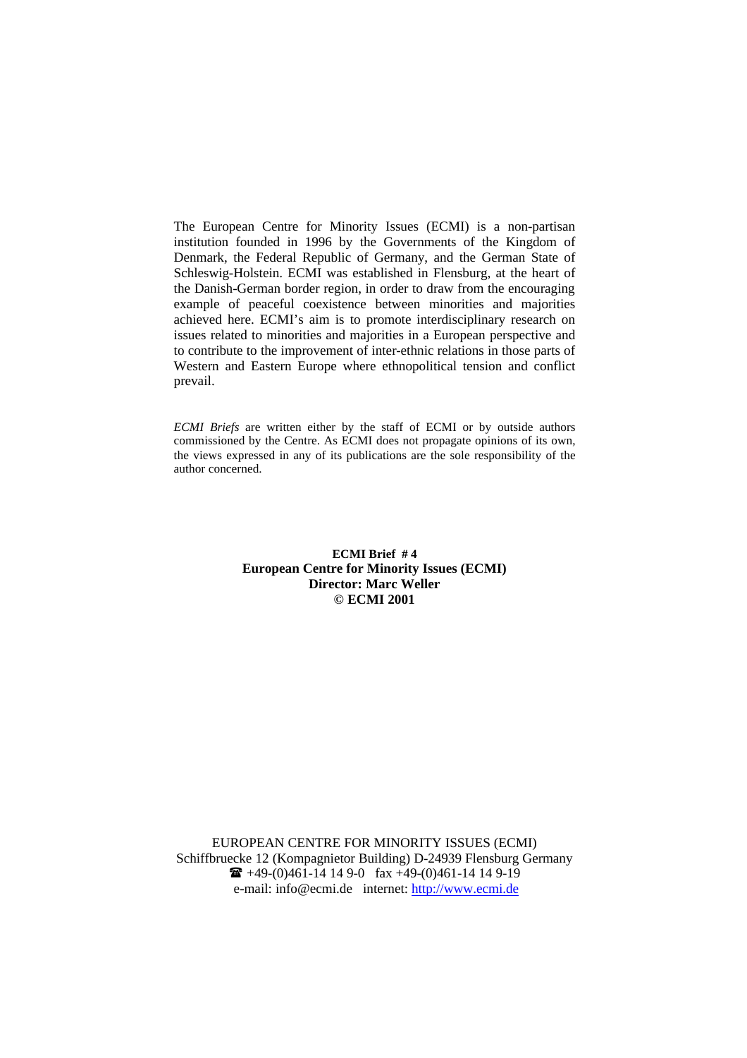The European Centre for Minority Issues (ECMI) is a non-partisan institution founded in 1996 by the Governments of the Kingdom of Denmark, the Federal Republic of Germany, and the German State of Schleswig-Holstein. ECMI was established in Flensburg, at the heart of the Danish-German border region, in order to draw from the encouraging example of peaceful coexistence between minorities and majorities achieved here. ECMI's aim is to promote interdisciplinary research on issues related to minorities and majorities in a European perspective and to contribute to the improvement of inter-ethnic relations in those parts of Western and Eastern Europe where ethnopolitical tension and conflict prevail.

*ECMI Briefs* are written either by the staff of ECMI or by outside authors commissioned by the Centre. As ECMI does not propagate opinions of its own, the views expressed in any of its publications are the sole responsibility of the author concerned.

**ECMI Brief # 4**
**European Centre for Minority Issues (ECMI)**
**Director: Marc Weller**
**© ECMI 2001**

EUROPEAN CENTRE FOR MINORITY ISSUES (ECMI)
Schiffbruecke 12 (Kompagnietor Building) D-24939 Flensburg Germany
☎ +49-(0)461-14 14 9-0 fax +49-(0)461-14 14 9-19
e-mail: info@ecmi.de internet: http://www.ecmi.de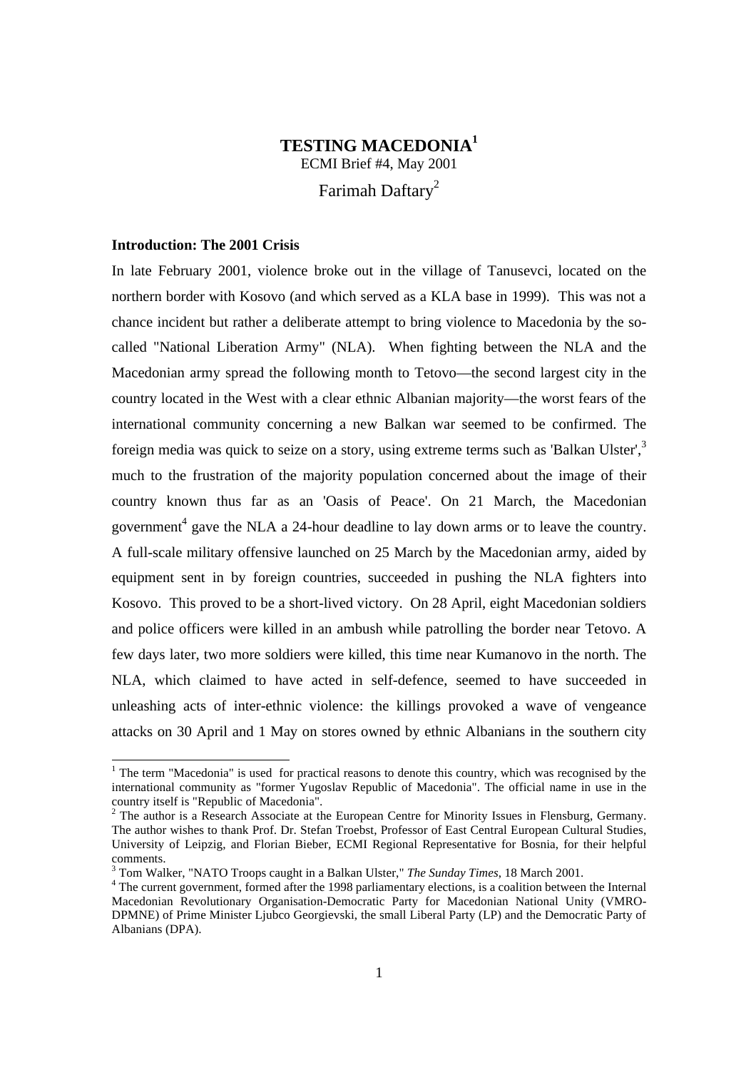# TESTING MACEDONIA[1]

ECMI Brief #4, May 2001

Farimah Daftary[2]

### Introduction: The 2001 Crisis

In late February 2001, violence broke out in the village of Tanusevci, located on the northern border with Kosovo (and which served as a KLA base in 1999). This was not a chance incident but rather a deliberate attempt to bring violence to Macedonia by the so-called "National Liberation Army" (NLA). When fighting between the NLA and the Macedonian army spread the following month to Tetovo—the second largest city in the country located in the West with a clear ethnic Albanian majority—the worst fears of the international community concerning a new Balkan war seemed to be confirmed. The foreign media was quick to seize on a story, using extreme terms such as 'Balkan Ulster',[3] much to the frustration of the majority population concerned about the image of their country known thus far as an 'Oasis of Peace'. On 21 March, the Macedonian government[4] gave the NLA a 24-hour deadline to lay down arms or to leave the country. A full-scale military offensive launched on 25 March by the Macedonian army, aided by equipment sent in by foreign countries, succeeded in pushing the NLA fighters into Kosovo. This proved to be a short-lived victory. On 28 April, eight Macedonian soldiers and police officers were killed in an ambush while patrolling the border near Tetovo. A few days later, two more soldiers were killed, this time near Kumanovo in the north. The NLA, which claimed to have acted in self-defence, seemed to have succeeded in unleashing acts of inter-ethnic violence: the killings provoked a wave of vengeance attacks on 30 April and 1 May on stores owned by ethnic Albanians in the southern city

---

[1] The term "Macedonia" is used for practical reasons to denote this country, which was recognised by the international community as "former Yugoslav Republic of Macedonia". The official name in use in the country itself is "Republic of Macedonia".

[2] The author is a Research Associate at the European Centre for Minority Issues in Flensburg, Germany. The author wishes to thank Prof. Dr. Stefan Troebst, Professor of East Central European Cultural Studies, University of Leipzig, and Florian Bieber, ECMI Regional Representative for Bosnia, for their helpful comments.

[3] Tom Walker, "NATO Troops caught in a Balkan Ulster," *The Sunday Times*, 18 March 2001.

[4] The current government, formed after the 1998 parliamentary elections, is a coalition between the Internal Macedonian Revolutionary Organisation-Democratic Party for Macedonian National Unity (VMRO-DPMNE) of Prime Minister Ljubco Georgievski, the small Liberal Party (LP) and the Democratic Party of Albanians (DPA).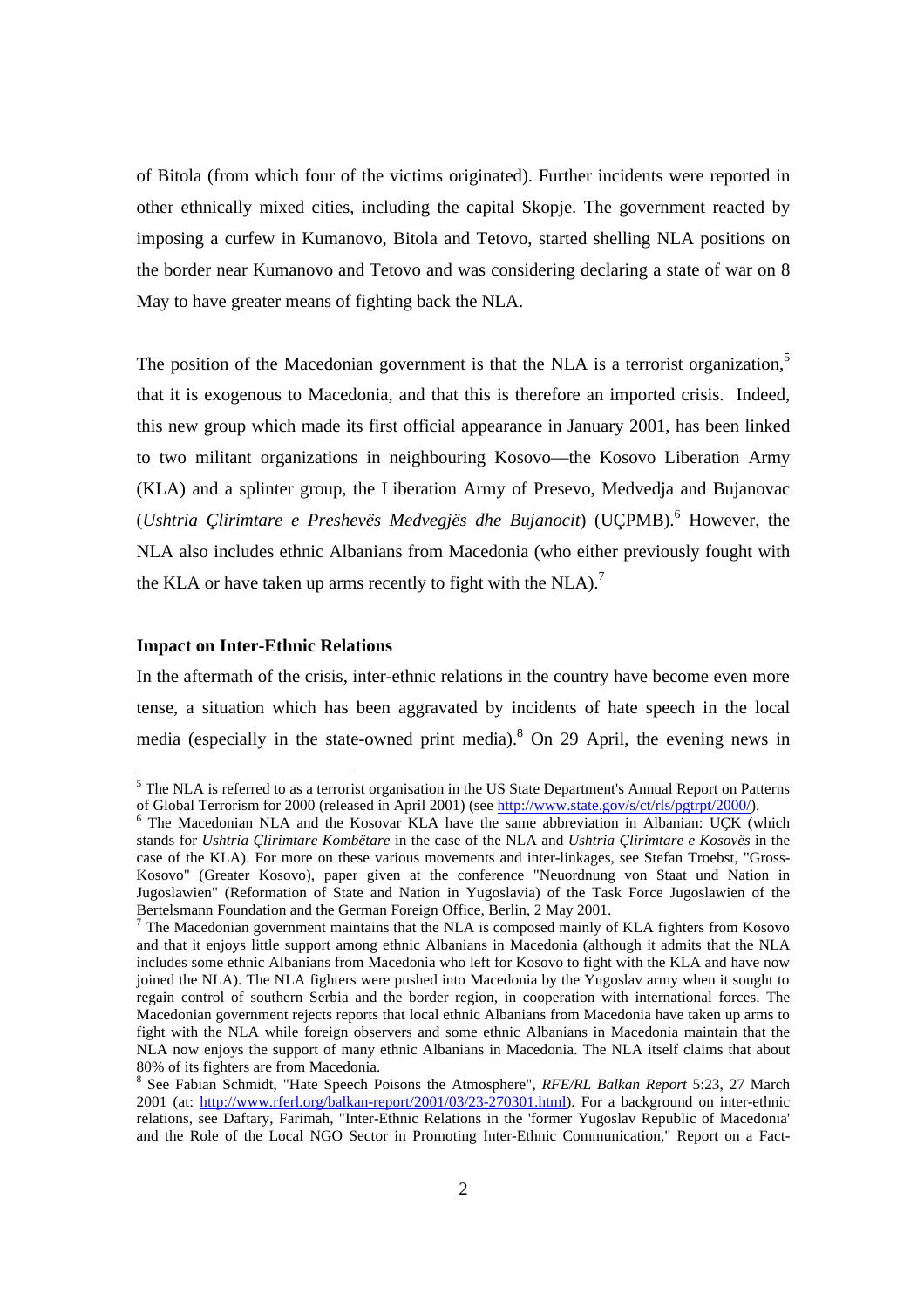of Bitola (from which four of the victims originated). Further incidents were reported in other ethnically mixed cities, including the capital Skopje. The government reacted by imposing a curfew in Kumanovo, Bitola and Tetovo, started shelling NLA positions on the border near Kumanovo and Tetovo and was considering declaring a state of war on 8 May to have greater means of fighting back the NLA.

The position of the Macedonian government is that the NLA is a terrorist organization,[5] that it is exogenous to Macedonia, and that this is therefore an imported crisis. Indeed, this new group which made its first official appearance in January 2001, has been linked to two militant organizations in neighbouring Kosovo—the Kosovo Liberation Army (KLA) and a splinter group, the Liberation Army of Presevo, Medvedja and Bujanovac (*Ushtria Çlirimtare e Preshevës Medvegjës dhe Bujanocit*) (UÇPMB).[6] However, the NLA also includes ethnic Albanians from Macedonia (who either previously fought with the KLA or have taken up arms recently to fight with the NLA).[7]

**Impact on Inter-Ethnic Relations**

In the aftermath of the crisis, inter-ethnic relations in the country have become even more tense, a situation which has been aggravated by incidents of hate speech in the local media (especially in the state-owned print media).[8] On 29 April, the evening news in

---

[5] The NLA is referred to as a terrorist organisation in the US State Department's Annual Report on Patterns of Global Terrorism for 2000 (released in April 2001) (see http://www.state.gov/s/ct/rls/pgtrpt/2000/).

[6] The Macedonian NLA and the Kosovar KLA have the same abbreviation in Albanian: UÇK (which stands for *Ushtria Çlirimtare Kombëtare* in the case of the NLA and *Ushtria Çlirimtare e Kosovës* in the case of the KLA). For more on these various movements and inter-linkages, see Stefan Troebst, "Gross-Kosovo" (Greater Kosovo), paper given at the conference "Neuordnung von Staat und Nation in Jugoslawien" (Reformation of State and Nation in Yugoslavia) of the Task Force Jugoslawien of the Bertelsmann Foundation and the German Foreign Office, Berlin, 2 May 2001.

[7] The Macedonian government maintains that the NLA is composed mainly of KLA fighters from Kosovo and that it enjoys little support among ethnic Albanians in Macedonia (although it admits that the NLA includes some ethnic Albanians from Macedonia who left for Kosovo to fight with the KLA and have now joined the NLA). The NLA fighters were pushed into Macedonia by the Yugoslav army when it sought to regain control of southern Serbia and the border region, in cooperation with international forces. The Macedonian government rejects reports that local ethnic Albanians from Macedonia have taken up arms to fight with the NLA while foreign observers and some ethnic Albanians in Macedonia maintain that the NLA now enjoys the support of many ethnic Albanians in Macedonia. The NLA itself claims that about 80% of its fighters are from Macedonia.

[8] See Fabian Schmidt, "Hate Speech Poisons the Atmosphere", *RFE/RL Balkan Report* 5:23, 27 March 2001 (at: http://www.rferl.org/balkan-report/2001/03/23-270301.html). For a background on inter-ethnic relations, see Daftary, Farimah, "Inter-Ethnic Relations in the 'former Yugoslav Republic of Macedonia' and the Role of the Local NGO Sector in Promoting Inter-Ethnic Communication," Report on a Fact-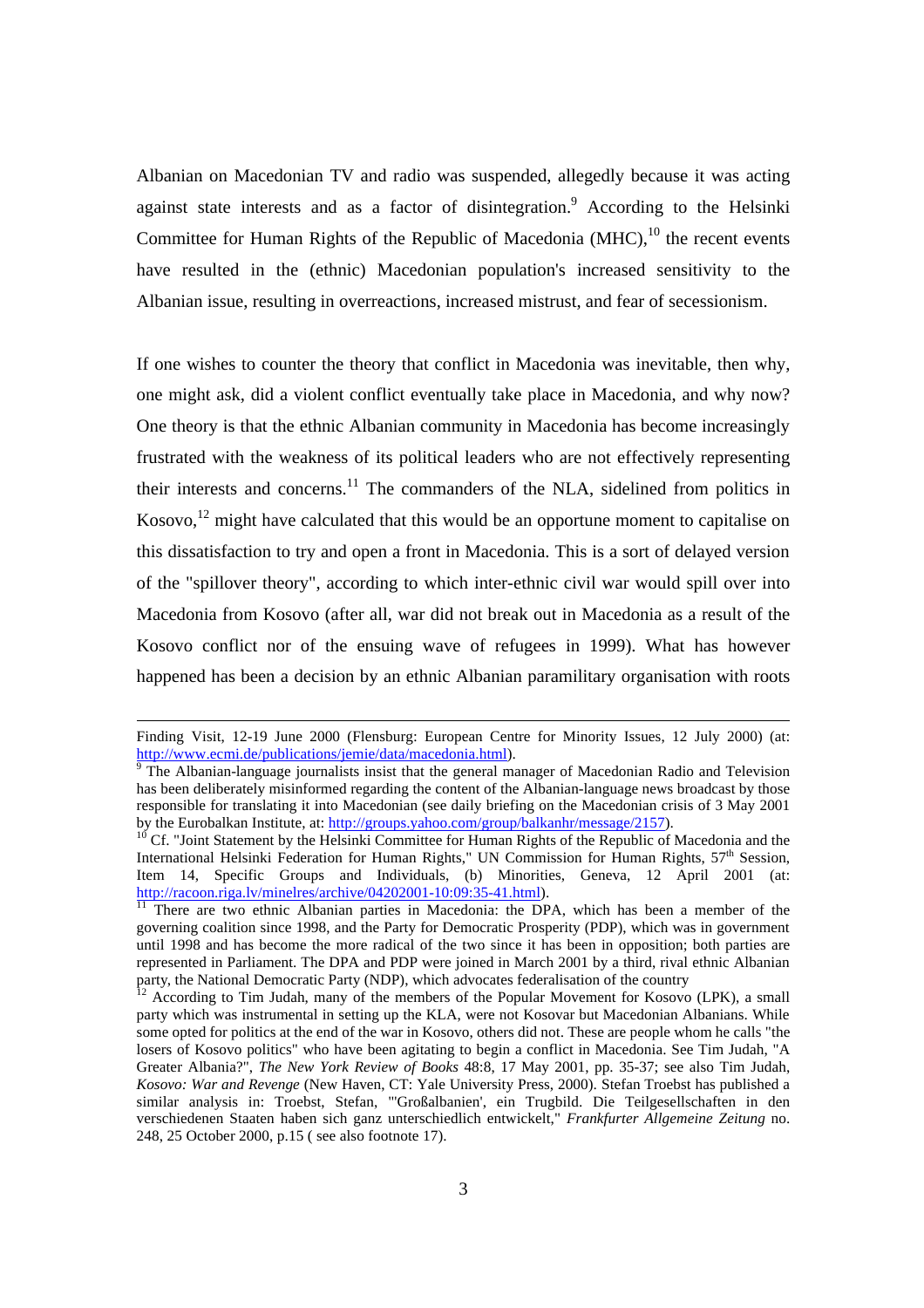Albanian on Macedonian TV and radio was suspended, allegedly because it was acting against state interests and as a factor of disintegration.[9] According to the Helsinki Committee for Human Rights of the Republic of Macedonia (MHC),[10] the recent events have resulted in the (ethnic) Macedonian population's increased sensitivity to the Albanian issue, resulting in overreactions, increased mistrust, and fear of secessionism.

If one wishes to counter the theory that conflict in Macedonia was inevitable, then why, one might ask, did a violent conflict eventually take place in Macedonia, and why now? One theory is that the ethnic Albanian community in Macedonia has become increasingly frustrated with the weakness of its political leaders who are not effectively representing their interests and concerns.[11] The commanders of the NLA, sidelined from politics in Kosovo,[12] might have calculated that this would be an opportune moment to capitalise on this dissatisfaction to try and open a front in Macedonia. This is a sort of delayed version of the "spillover theory", according to which inter-ethnic civil war would spill over into Macedonia from Kosovo (after all, war did not break out in Macedonia as a result of the Kosovo conflict nor of the ensuing wave of refugees in 1999). What has however happened has been a decision by an ethnic Albanian paramilitary organisation with roots

---

Finding Visit, 12-19 June 2000 (Flensburg: European Centre for Minority Issues, 12 July 2000) (at: http://www.ecmi.de/publications/jemie/data/macedonia.html).

[9] The Albanian-language journalists insist that the general manager of Macedonian Radio and Television has been deliberately misinformed regarding the content of the Albanian-language news broadcast by those responsible for translating it into Macedonian (see daily briefing on the Macedonian crisis of 3 May 2001 by the Eurobalkan Institute, at: http://groups.yahoo.com/group/balkanhr/message/2157).

[10] Cf. "Joint Statement by the Helsinki Committee for Human Rights of the Republic of Macedonia and the International Helsinki Federation for Human Rights," UN Commission for Human Rights, 57th Session, Item 14, Specific Groups and Individuals, (b) Minorities, Geneva, 12 April 2001 (at: http://racoon.riga.lv/minelres/archive/04202001-10:09:35-41.html).

[11] There are two ethnic Albanian parties in Macedonia: the DPA, which has been a member of the governing coalition since 1998, and the Party for Democratic Prosperity (PDP), which was in government until 1998 and has become the more radical of the two since it has been in opposition; both parties are represented in Parliament. The DPA and PDP were joined in March 2001 by a third, rival ethnic Albanian party, the National Democratic Party (NDP), which advocates federalisation of the country

[12] According to Tim Judah, many of the members of the Popular Movement for Kosovo (LPK), a small party which was instrumental in setting up the KLA, were not Kosovar but Macedonian Albanians. While some opted for politics at the end of the war in Kosovo, others did not. These are people whom he calls "the losers of Kosovo politics" who have been agitating to begin a conflict in Macedonia. See Tim Judah, "A Greater Albania?", *The New York Review of Books* 48:8, 17 May 2001, pp. 35-37; see also Tim Judah, *Kosovo: War and Revenge* (New Haven, CT: Yale University Press, 2000). Stefan Troebst has published a similar analysis in: Troebst, Stefan, "'Großalbanien', ein Trugbild. Die Teilgesellschaften in den verschiedenen Staaten haben sich ganz unterschiedlich entwickelt," *Frankfurter Allgemeine Zeitung* no. 248, 25 October 2000, p.15 ( see also footnote 17).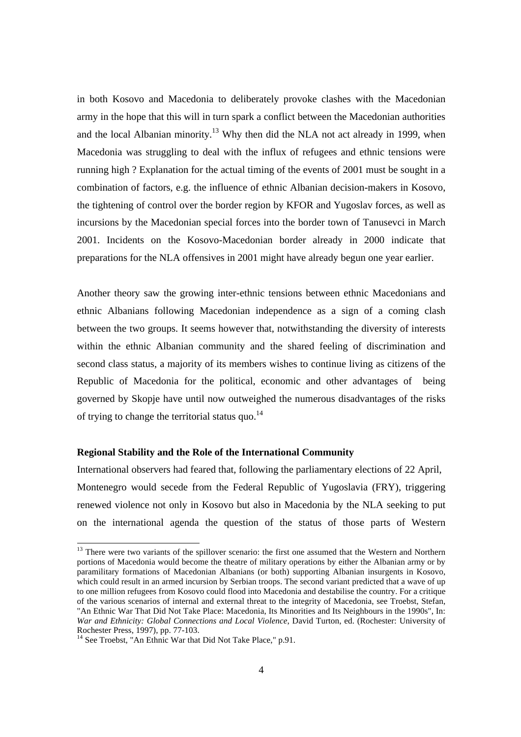in both Kosovo and Macedonia to deliberately provoke clashes with the Macedonian army in the hope that this will in turn spark a conflict between the Macedonian authorities and the local Albanian minority.[13] Why then did the NLA not act already in 1999, when Macedonia was struggling to deal with the influx of refugees and ethnic tensions were running high ? Explanation for the actual timing of the events of 2001 must be sought in a combination of factors, e.g. the influence of ethnic Albanian decision-makers in Kosovo, the tightening of control over the border region by KFOR and Yugoslav forces, as well as incursions by the Macedonian special forces into the border town of Tanusevci in March 2001. Incidents on the Kosovo-Macedonian border already in 2000 indicate that preparations for the NLA offensives in 2001 might have already begun one year earlier.

Another theory saw the growing inter-ethnic tensions between ethnic Macedonians and ethnic Albanians following Macedonian independence as a sign of a coming clash between the two groups. It seems however that, notwithstanding the diversity of interests within the ethnic Albanian community and the shared feeling of discrimination and second class status, a majority of its members wishes to continue living as citizens of the Republic of Macedonia for the political, economic and other advantages of being governed by Skopje have until now outweighed the numerous disadvantages of the risks of trying to change the territorial status quo.[14]

**Regional Stability and the Role of the International Community**

International observers had feared that, following the parliamentary elections of 22 April, Montenegro would secede from the Federal Republic of Yugoslavia (FRY), triggering renewed violence not only in Kosovo but also in Macedonia by the NLA seeking to put on the international agenda the question of the status of those parts of Western

---

[13] There were two variants of the spillover scenario: the first one assumed that the Western and Northern portions of Macedonia would become the theatre of military operations by either the Albanian army or by paramilitary formations of Macedonian Albanians (or both) supporting Albanian insurgents in Kosovo, which could result in an armed incursion by Serbian troops. The second variant predicted that a wave of up to one million refugees from Kosovo could flood into Macedonia and destabilise the country. For a critique of the various scenarios of internal and external threat to the integrity of Macedonia, see Troebst, Stefan, "An Ethnic War That Did Not Take Place: Macedonia, Its Minorities and Its Neighbours in the 1990s", In: *War and Ethnicity: Global Connections and Local Violence*, David Turton, ed. (Rochester: University of Rochester Press, 1997), pp. 77-103.

[14] See Troebst, "An Ethnic War that Did Not Take Place," p.91.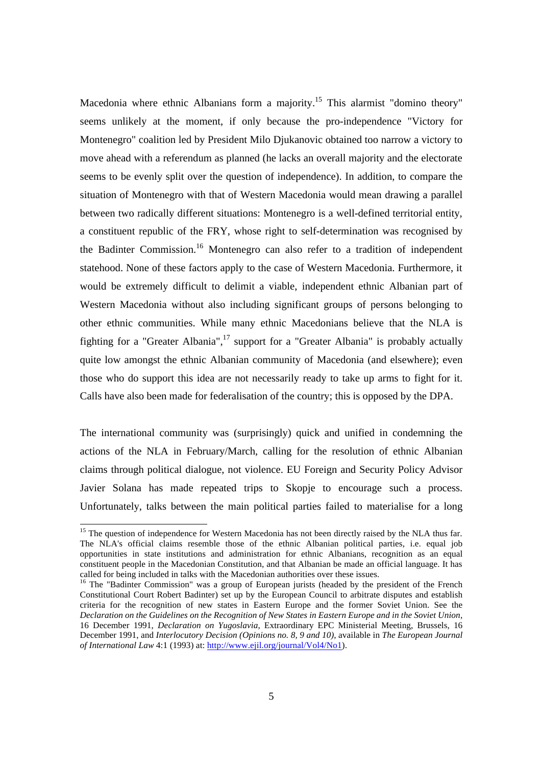Macedonia where ethnic Albanians form a majority.[15] This alarmist "domino theory" seems unlikely at the moment, if only because the pro-independence "Victory for Montenegro" coalition led by President Milo Djukanovic obtained too narrow a victory to move ahead with a referendum as planned (he lacks an overall majority and the electorate seems to be evenly split over the question of independence). In addition, to compare the situation of Montenegro with that of Western Macedonia would mean drawing a parallel between two radically different situations: Montenegro is a well-defined territorial entity, a constituent republic of the FRY, whose right to self-determination was recognised by the Badinter Commission.[16] Montenegro can also refer to a tradition of independent statehood. None of these factors apply to the case of Western Macedonia. Furthermore, it would be extremely difficult to delimit a viable, independent ethnic Albanian part of Western Macedonia without also including significant groups of persons belonging to other ethnic communities. While many ethnic Macedonians believe that the NLA is fighting for a "Greater Albania",[17] support for a "Greater Albania" is probably actually quite low amongst the ethnic Albanian community of Macedonia (and elsewhere); even those who do support this idea are not necessarily ready to take up arms to fight for it. Calls have also been made for federalisation of the country; this is opposed by the DPA.

The international community was (surprisingly) quick and unified in condemning the actions of the NLA in February/March, calling for the resolution of ethnic Albanian claims through political dialogue, not violence. EU Foreign and Security Policy Advisor Javier Solana has made repeated trips to Skopje to encourage such a process. Unfortunately, talks between the main political parties failed to materialise for a long

---

[15] The question of independence for Western Macedonia has not been directly raised by the NLA thus far. The NLA's official claims resemble those of the ethnic Albanian political parties, i.e. equal job opportunities in state institutions and administration for ethnic Albanians, recognition as an equal constituent people in the Macedonian Constitution, and that Albanian be made an official language. It has called for being included in talks with the Macedonian authorities over these issues.

[16] The "Badinter Commission" was a group of European jurists (headed by the president of the French Constitutional Court Robert Badinter) set up by the European Council to arbitrate disputes and establish criteria for the recognition of new states in Eastern Europe and the former Soviet Union. See the *Declaration on the Guidelines on the Recognition of New States in Eastern Europe and in the Soviet Union*, 16 December 1991, *Declaration on Yugoslavia*, Extraordinary EPC Ministerial Meeting, Brussels, 16 December 1991, and *Interlocutory Decision (Opinions no. 8, 9 and 10)*, available in *The European Journal of International Law* 4:1 (1993) at: http://www.ejil.org/journal/Vol4/No1).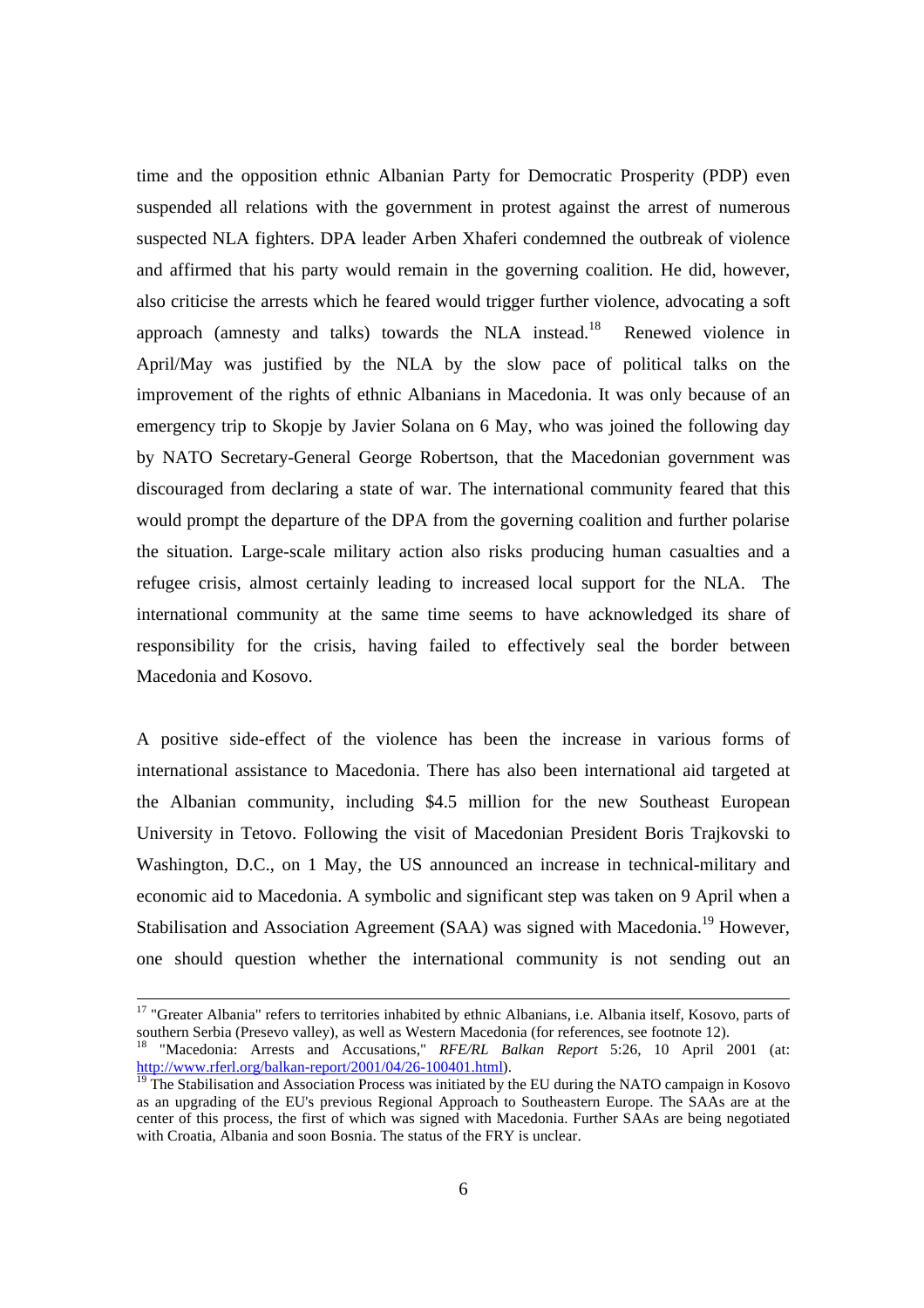time and the opposition ethnic Albanian Party for Democratic Prosperity (PDP) even suspended all relations with the government in protest against the arrest of numerous suspected NLA fighters. DPA leader Arben Xhaferi condemned the outbreak of violence and affirmed that his party would remain in the governing coalition. He did, however, also criticise the arrests which he feared would trigger further violence, advocating a soft approach (amnesty and talks) towards the NLA instead.[18] Renewed violence in April/May was justified by the NLA by the slow pace of political talks on the improvement of the rights of ethnic Albanians in Macedonia. It was only because of an emergency trip to Skopje by Javier Solana on 6 May, who was joined the following day by NATO Secretary-General George Robertson, that the Macedonian government was discouraged from declaring a state of war. The international community feared that this would prompt the departure of the DPA from the governing coalition and further polarise the situation. Large-scale military action also risks producing human casualties and a refugee crisis, almost certainly leading to increased local support for the NLA. The international community at the same time seems to have acknowledged its share of responsibility for the crisis, having failed to effectively seal the border between Macedonia and Kosovo.

A positive side-effect of the violence has been the increase in various forms of international assistance to Macedonia. There has also been international aid targeted at the Albanian community, including \$4.5 million for the new Southeast European University in Tetovo. Following the visit of Macedonian President Boris Trajkovski to Washington, D.C., on 1 May, the US announced an increase in technical-military and economic aid to Macedonia. A symbolic and significant step was taken on 9 April when a Stabilisation and Association Agreement (SAA) was signed with Macedonia.[19] However, one should question whether the international community is not sending out an

---

[17] "Greater Albania" refers to territories inhabited by ethnic Albanians, i.e. Albania itself, Kosovo, parts of southern Serbia (Presevo valley), as well as Western Macedonia (for references, see footnote 12).

[18] "Macedonia: Arrests and Accusations," *RFE/RL Balkan Report* 5:26, 10 April 2001 (at: http://www.rferl.org/balkan-report/2001/04/26-100401.html).

[19] The Stabilisation and Association Process was initiated by the EU during the NATO campaign in Kosovo as an upgrading of the EU's previous Regional Approach to Southeastern Europe. The SAAs are at the center of this process, the first of which was signed with Macedonia. Further SAAs are being negotiated with Croatia, Albania and soon Bosnia. The status of the FRY is unclear.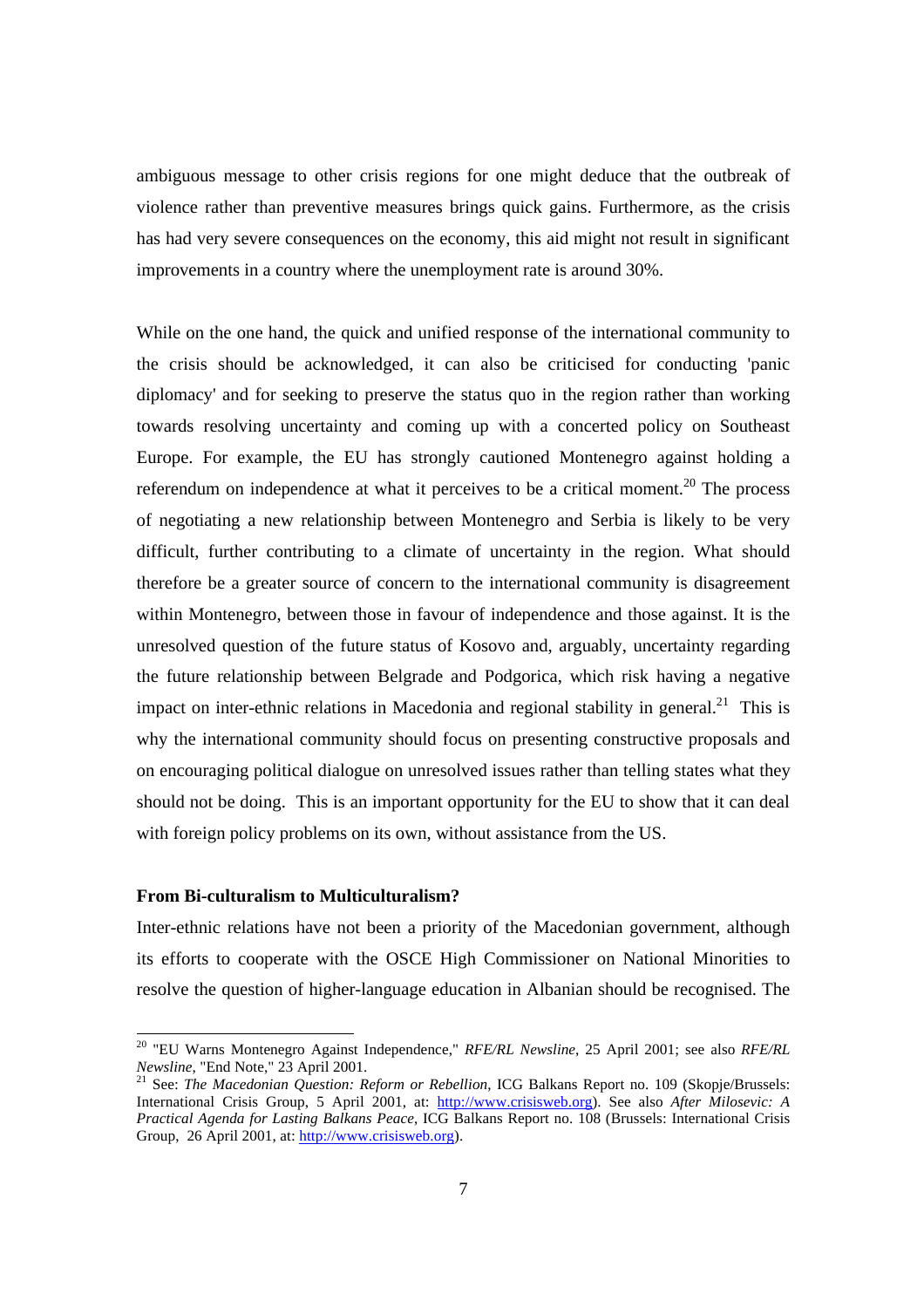ambiguous message to other crisis regions for one might deduce that the outbreak of violence rather than preventive measures brings quick gains. Furthermore, as the crisis has had very severe consequences on the economy, this aid might not result in significant improvements in a country where the unemployment rate is around 30%.

While on the one hand, the quick and unified response of the international community to the crisis should be acknowledged, it can also be criticised for conducting 'panic diplomacy' and for seeking to preserve the status quo in the region rather than working towards resolving uncertainty and coming up with a concerted policy on Southeast Europe. For example, the EU has strongly cautioned Montenegro against holding a referendum on independence at what it perceives to be a critical moment.[20] The process of negotiating a new relationship between Montenegro and Serbia is likely to be very difficult, further contributing to a climate of uncertainty in the region. What should therefore be a greater source of concern to the international community is disagreement within Montenegro, between those in favour of independence and those against. It is the unresolved question of the future status of Kosovo and, arguably, uncertainty regarding the future relationship between Belgrade and Podgorica, which risk having a negative impact on inter-ethnic relations in Macedonia and regional stability in general.[21] This is why the international community should focus on presenting constructive proposals and on encouraging political dialogue on unresolved issues rather than telling states what they should not be doing. This is an important opportunity for the EU to show that it can deal with foreign policy problems on its own, without assistance from the US.

**From Bi-culturalism to Multiculturalism?**

Inter-ethnic relations have not been a priority of the Macedonian government, although its efforts to cooperate with the OSCE High Commissioner on National Minorities to resolve the question of higher-language education in Albanian should be recognised. The

---

[20] "EU Warns Montenegro Against Independence," *RFE/RL Newsline*, 25 April 2001; see also *RFE/RL Newsline*, "End Note," 23 April 2001.

[21] See: *The Macedonian Question: Reform or Rebellion*, ICG Balkans Report no. 109 (Skopje/Brussels: International Crisis Group, 5 April 2001, at: http://www.crisisweb.org). See also *After Milosevic: A Practical Agenda for Lasting Balkans Peace*, ICG Balkans Report no. 108 (Brussels: International Crisis Group, 26 April 2001, at: http://www.crisisweb.org).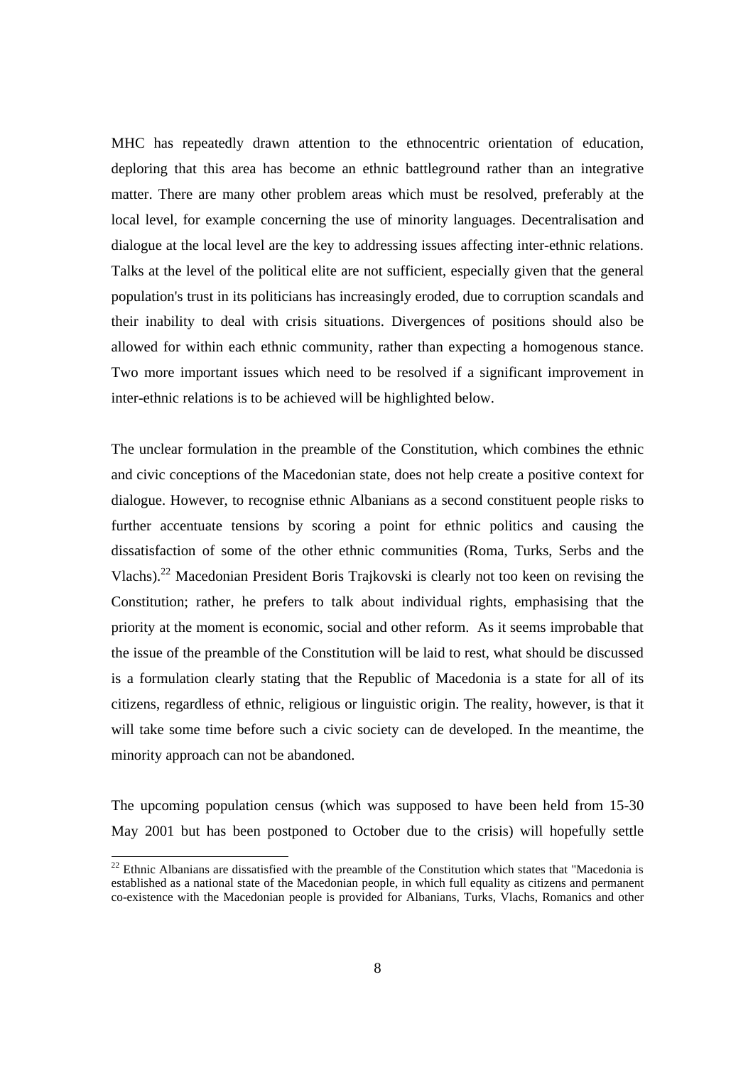MHC has repeatedly drawn attention to the ethnocentric orientation of education, deploring that this area has become an ethnic battleground rather than an integrative matter. There are many other problem areas which must be resolved, preferably at the local level, for example concerning the use of minority languages. Decentralisation and dialogue at the local level are the key to addressing issues affecting inter-ethnic relations. Talks at the level of the political elite are not sufficient, especially given that the general population's trust in its politicians has increasingly eroded, due to corruption scandals and their inability to deal with crisis situations. Divergences of positions should also be allowed for within each ethnic community, rather than expecting a homogenous stance. Two more important issues which need to be resolved if a significant improvement in inter-ethnic relations is to be achieved will be highlighted below.

The unclear formulation in the preamble of the Constitution, which combines the ethnic and civic conceptions of the Macedonian state, does not help create a positive context for dialogue. However, to recognise ethnic Albanians as a second constituent people risks to further accentuate tensions by scoring a point for ethnic politics and causing the dissatisfaction of some of the other ethnic communities (Roma, Turks, Serbs and the Vlachs).[22] Macedonian President Boris Trajkovski is clearly not too keen on revising the Constitution; rather, he prefers to talk about individual rights, emphasising that the priority at the moment is economic, social and other reform. As it seems improbable that the issue of the preamble of the Constitution will be laid to rest, what should be discussed is a formulation clearly stating that the Republic of Macedonia is a state for all of its citizens, regardless of ethnic, religious or linguistic origin. The reality, however, is that it will take some time before such a civic society can de developed. In the meantime, the minority approach can not be abandoned.

The upcoming population census (which was supposed to have been held from 15-30 May 2001 but has been postponed to October due to the crisis) will hopefully settle

[22] Ethnic Albanians are dissatisfied with the preamble of the Constitution which states that "Macedonia is established as a national state of the Macedonian people, in which full equality as citizens and permanent co-existence with the Macedonian people is provided for Albanians, Turks, Vlachs, Romanics and other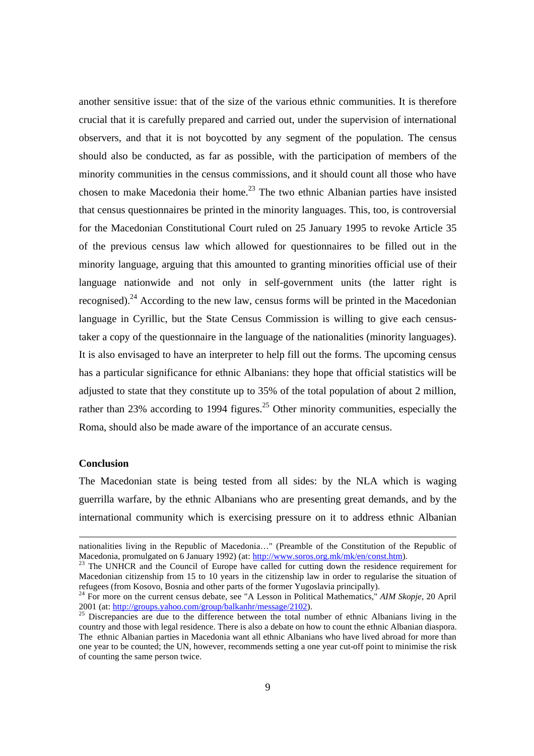another sensitive issue: that of the size of the various ethnic communities. It is therefore crucial that it is carefully prepared and carried out, under the supervision of international observers, and that it is not boycotted by any segment of the population. The census should also be conducted, as far as possible, with the participation of members of the minority communities in the census commissions, and it should count all those who have chosen to make Macedonia their home.[23] The two ethnic Albanian parties have insisted that census questionnaires be printed in the minority languages. This, too, is controversial for the Macedonian Constitutional Court ruled on 25 January 1995 to revoke Article 35 of the previous census law which allowed for questionnaires to be filled out in the minority language, arguing that this amounted to granting minorities official use of their language nationwide and not only in self-government units (the latter right is recognised).[24] According to the new law, census forms will be printed in the Macedonian language in Cyrillic, but the State Census Commission is willing to give each census-taker a copy of the questionnaire in the language of the nationalities (minority languages). It is also envisaged to have an interpreter to help fill out the forms. The upcoming census has a particular significance for ethnic Albanians: they hope that official statistics will be adjusted to state that they constitute up to 35% of the total population of about 2 million, rather than 23% according to 1994 figures.[25] Other minority communities, especially the Roma, should also be made aware of the importance of an accurate census.

**Conclusion**

The Macedonian state is being tested from all sides: by the NLA which is waging guerrilla warfare, by the ethnic Albanians who are presenting great demands, and by the international community which is exercising pressure on it to address ethnic Albanian

---

nationalities living in the Republic of Macedonia…" (Preamble of the Constitution of the Republic of Macedonia, promulgated on 6 January 1992) (at: http://www.soros.org.mk/mk/en/const.htm).

[23] The UNHCR and the Council of Europe have called for cutting down the residence requirement for Macedonian citizenship from 15 to 10 years in the citizenship law in order to regularise the situation of refugees (from Kosovo, Bosnia and other parts of the former Yugoslavia principally).

[24] For more on the current census debate, see "A Lesson in Political Mathematics," *AIM Skopje*, 20 April 2001 (at: http://groups.yahoo.com/group/balkanhr/message/2102).

[25] Discrepancies are due to the difference between the total number of ethnic Albanians living in the country and those with legal residence. There is also a debate on how to count the ethnic Albanian diaspora. The ethnic Albanian parties in Macedonia want all ethnic Albanians who have lived abroad for more than one year to be counted; the UN, however, recommends setting a one year cut-off point to minimise the risk of counting the same person twice.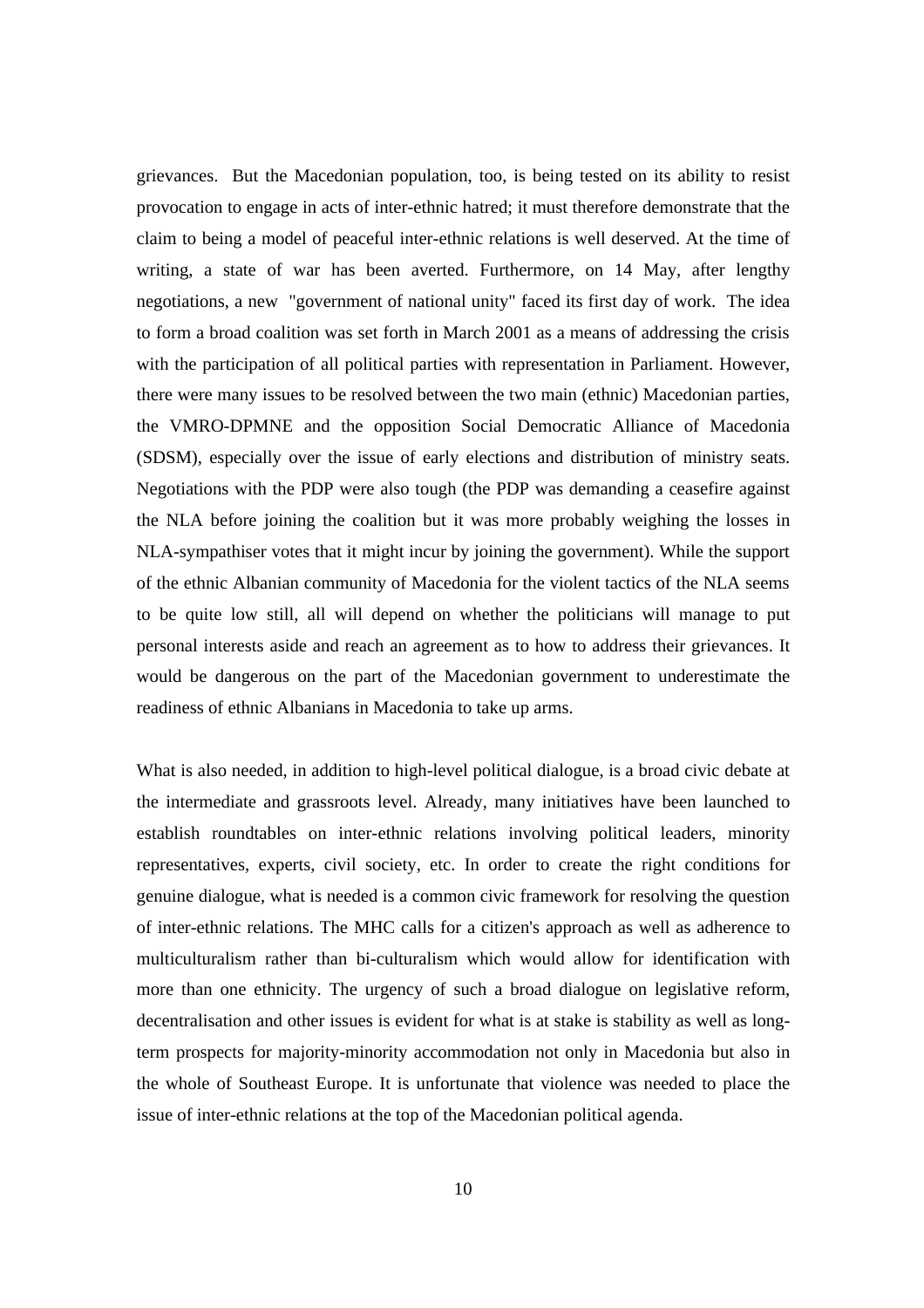grievances. But the Macedonian population, too, is being tested on its ability to resist provocation to engage in acts of inter-ethnic hatred; it must therefore demonstrate that the claim to being a model of peaceful inter-ethnic relations is well deserved. At the time of writing, a state of war has been averted. Furthermore, on 14 May, after lengthy negotiations, a new "government of national unity" faced its first day of work. The idea to form a broad coalition was set forth in March 2001 as a means of addressing the crisis with the participation of all political parties with representation in Parliament. However, there were many issues to be resolved between the two main (ethnic) Macedonian parties, the VMRO-DPMNE and the opposition Social Democratic Alliance of Macedonia (SDSM), especially over the issue of early elections and distribution of ministry seats. Negotiations with the PDP were also tough (the PDP was demanding a ceasefire against the NLA before joining the coalition but it was more probably weighing the losses in NLA-sympathiser votes that it might incur by joining the government). While the support of the ethnic Albanian community of Macedonia for the violent tactics of the NLA seems to be quite low still, all will depend on whether the politicians will manage to put personal interests aside and reach an agreement as to how to address their grievances. It would be dangerous on the part of the Macedonian government to underestimate the readiness of ethnic Albanians in Macedonia to take up arms.

What is also needed, in addition to high-level political dialogue, is a broad civic debate at the intermediate and grassroots level. Already, many initiatives have been launched to establish roundtables on inter-ethnic relations involving political leaders, minority representatives, experts, civil society, etc. In order to create the right conditions for genuine dialogue, what is needed is a common civic framework for resolving the question of inter-ethnic relations. The MHC calls for a citizen's approach as well as adherence to multiculturalism rather than bi-culturalism which would allow for identification with more than one ethnicity. The urgency of such a broad dialogue on legislative reform, decentralisation and other issues is evident for what is at stake is stability as well as long-term prospects for majority-minority accommodation not only in Macedonia but also in the whole of Southeast Europe. It is unfortunate that violence was needed to place the issue of inter-ethnic relations at the top of the Macedonian political agenda.